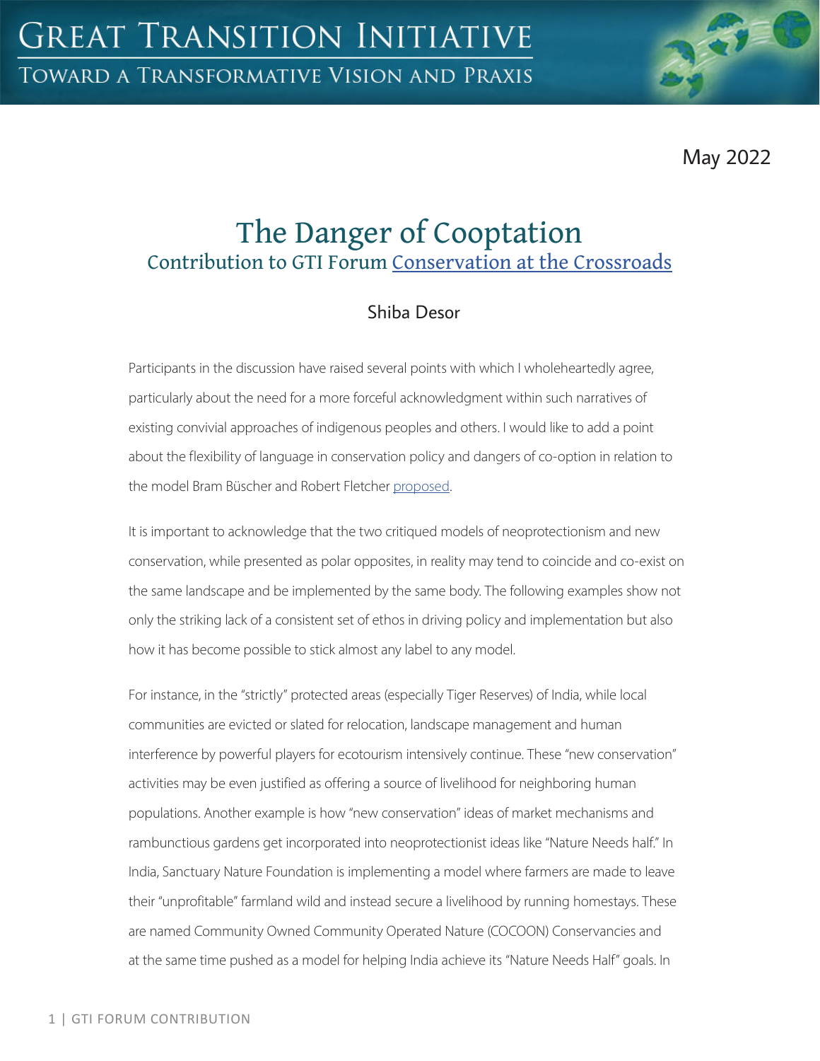May 2022

# The Danger of Cooptation

## Contribution to GTI Forum Conservation at the Crossroads

Shiba Desor

Participants in the discussion have raised several points with which I wholeheartedly agree, particularly about the need for a more forceful acknowledgment within such narratives of existing convivial approaches of indigenous peoples and others. I would like to add a point about the flexibility of language in conservation policy and dangers of co-option in relation to the model Bram Büscher and Robert Fletcher proposed.

It is important to acknowledge that the two critiqued models of neoprotectionism and new conservation, while presented as polar opposites, in reality may tend to coincide and co-exist on the same landscape and be implemented by the same body. The following examples show not only the striking lack of a consistent set of ethos in driving policy and implementation but also how it has become possible to stick almost any label to any model.

For instance, in the "strictly" protected areas (especially Tiger Reserves) of India, while local communities are evicted or slated for relocation, landscape management and human interference by powerful players for ecotourism intensively continue. These "new conservation" activities may be even justified as offering a source of livelihood for neighboring human populations. Another example is how "new conservation" ideas of market mechanisms and rambunctious gardens get incorporated into neoprotectionist ideas like "Nature Needs half." In India, Sanctuary Nature Foundation is implementing a model where farmers are made to leave their "unprofitable" farmland wild and instead secure a livelihood by running homestays. These are named Community Owned Community Operated Nature (COCOON) Conservancies and at the same time pushed as a model for helping India achieve its "Nature Needs Half" goals. In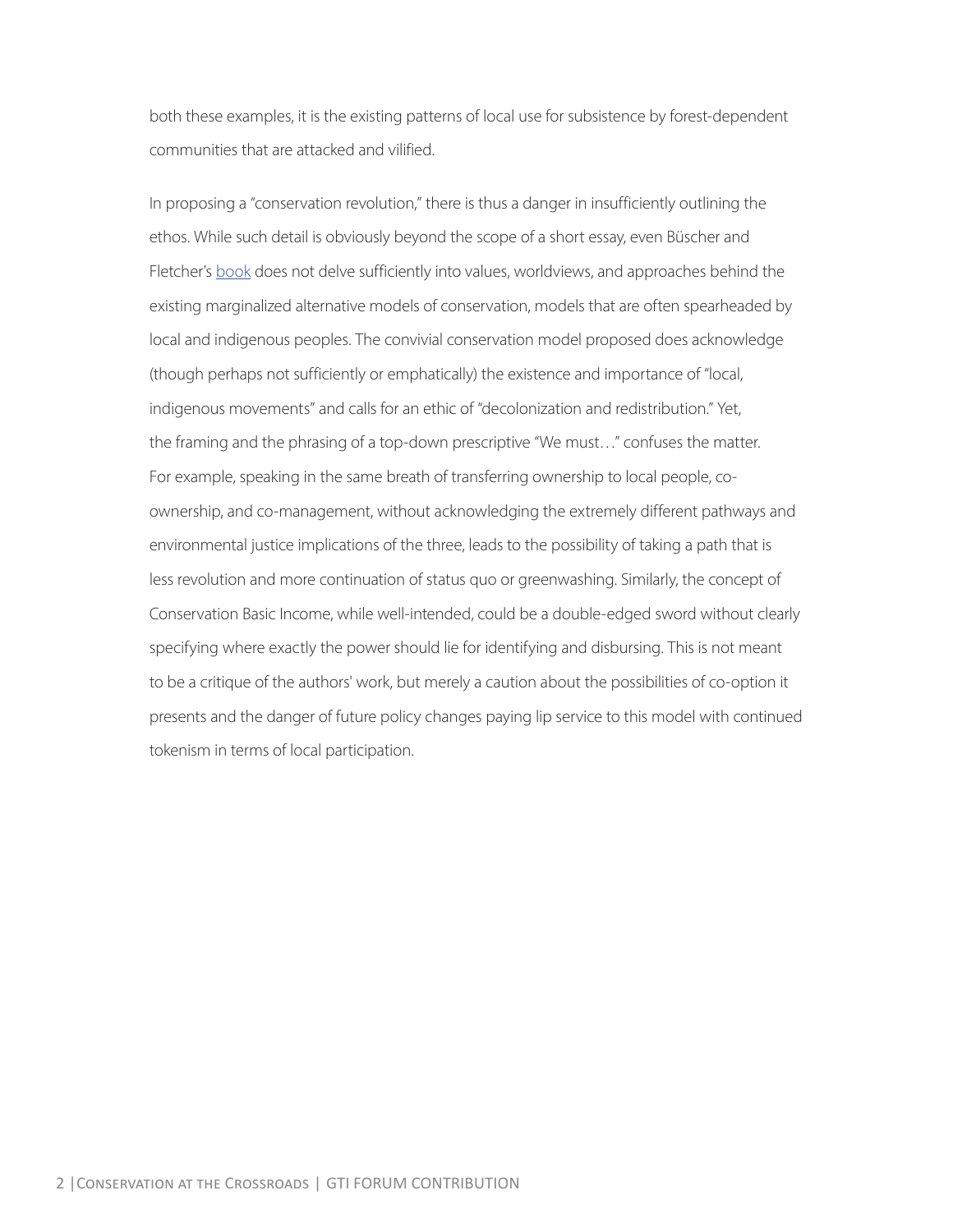both these examples, it is the existing patterns of local use for subsistence by forest-dependent communities that are attacked and vilified.

In proposing a "conservation revolution," there is thus a danger in insufficiently outlining the ethos. While such detail is obviously beyond the scope of a short essay, even Büscher and Fletcher's [book](book) does not delve sufficiently into values, worldviews, and approaches behind the existing marginalized alternative models of conservation, models that are often spearheaded by local and indigenous peoples. The convivial conservation model proposed does acknowledge (though perhaps not sufficiently or emphatically) the existence and importance of "local, indigenous movements" and calls for an ethic of "decolonization and redistribution." Yet, the framing and the phrasing of a top-down prescriptive "We must…" confuses the matter. For example, speaking in the same breath of transferring ownership to local people, co-ownership, and co-management, without acknowledging the extremely different pathways and environmental justice implications of the three, leads to the possibility of taking a path that is less revolution and more continuation of status quo or greenwashing. Similarly, the concept of Conservation Basic Income, while well-intended, could be a double-edged sword without clearly specifying where exactly the power should lie for identifying and disbursing. This is not meant to be a critique of the authors' work, but merely a caution about the possibilities of co-option it presents and the danger of future policy changes paying lip service to this model with continued tokenism in terms of local participation.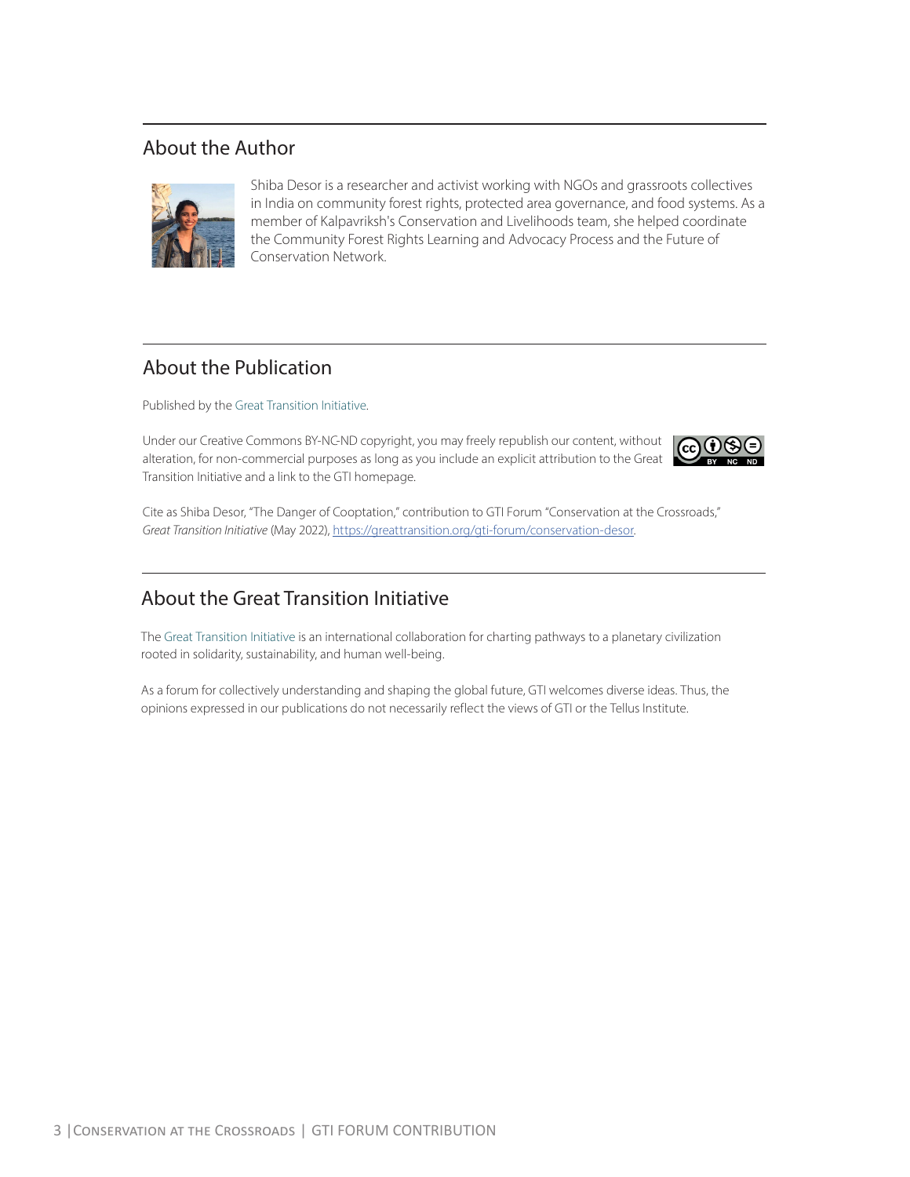## About the Author

Shiba Desor is a researcher and activist working with NGOs and grassroots collectives in India on community forest rights, protected area governance, and food systems. As a member of Kalpavriksh's Conservation and Livelihoods team, she helped coordinate the Community Forest Rights Learning and Advocacy Process and the Future of Conservation Network.

## About the Publication

Published by the Great Transition Initiative.

Under our Creative Commons BY-NC-ND copyright, you may freely republish our content, without alteration, for non-commercial purposes as long as you include an explicit attribution to the Great Transition Initiative and a link to the GTI homepage.

Cite as Shiba Desor, "The Danger of Cooptation," contribution to GTI Forum "Conservation at the Crossroads," *Great Transition Initiative* (May 2022), https://greattransition.org/gti-forum/conservation-desor.

## About the Great Transition Initiative

The Great Transition Initiative is an international collaboration for charting pathways to a planetary civilization rooted in solidarity, sustainability, and human well-being.

As a forum for collectively understanding and shaping the global future, GTI welcomes diverse ideas. Thus, the opinions expressed in our publications do not necessarily reflect the views of GTI or the Tellus Institute.